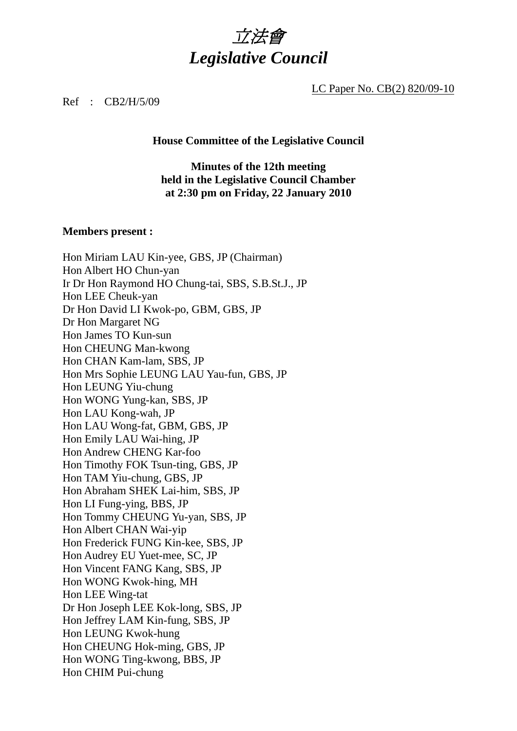# *立法會*
# *Legislative Council*

LC Paper No. CB(2) 820/09-10

Ref : CB2/H/5/09

**House Committee of the Legislative Council**

**Minutes of the 12th meeting**
**held in the Legislative Council Chamber**
**at 2:30 pm on Friday, 22 January 2010**

**Members present :**

Hon Miriam LAU Kin-yee, GBS, JP (Chairman)
Hon Albert HO Chun-yan
Ir Dr Hon Raymond HO Chung-tai, SBS, S.B.St.J., JP
Hon LEE Cheuk-yan
Dr Hon David LI Kwok-po, GBM, GBS, JP
Dr Hon Margaret NG
Hon James TO Kun-sun
Hon CHEUNG Man-kwong
Hon CHAN Kam-lam, SBS, JP
Hon Mrs Sophie LEUNG LAU Yau-fun, GBS, JP
Hon LEUNG Yiu-chung
Hon WONG Yung-kan, SBS, JP
Hon LAU Kong-wah, JP
Hon LAU Wong-fat, GBM, GBS, JP
Hon Emily LAU Wai-hing, JP
Hon Andrew CHENG Kar-foo
Hon Timothy FOK Tsun-ting, GBS, JP
Hon TAM Yiu-chung, GBS, JP
Hon Abraham SHEK Lai-him, SBS, JP
Hon LI Fung-ying, BBS, JP
Hon Tommy CHEUNG Yu-yan, SBS, JP
Hon Albert CHAN Wai-yip
Hon Frederick FUNG Kin-kee, SBS, JP
Hon Audrey EU Yuet-mee, SC, JP
Hon Vincent FANG Kang, SBS, JP
Hon WONG Kwok-hing, MH
Hon LEE Wing-tat
Dr Hon Joseph LEE Kok-long, SBS, JP
Hon Jeffrey LAM Kin-fung, SBS, JP
Hon LEUNG Kwok-hung
Hon CHEUNG Hok-ming, GBS, JP
Hon WONG Ting-kwong, BBS, JP
Hon CHIM Pui-chung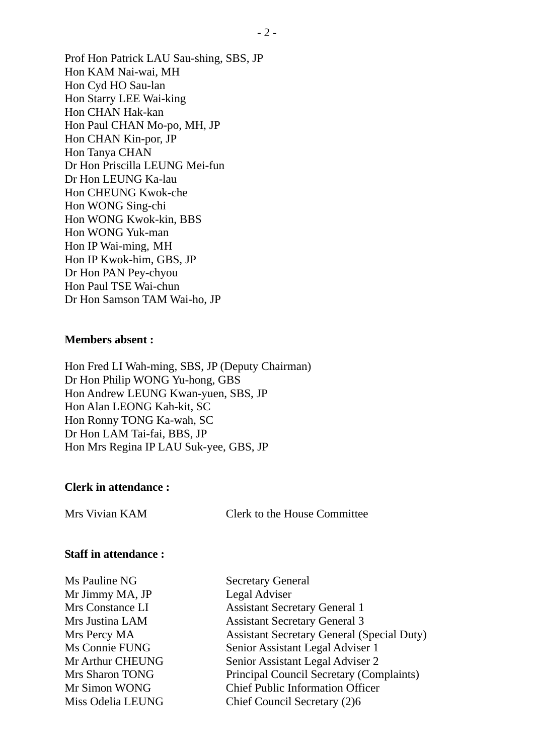Prof Hon Patrick LAU Sau-shing, SBS, JP
Hon KAM Nai-wai, MH
Hon Cyd HO Sau-lan
Hon Starry LEE Wai-king
Hon CHAN Hak-kan
Hon Paul CHAN Mo-po, MH, JP
Hon CHAN Kin-por, JP
Hon Tanya CHAN
Dr Hon Priscilla LEUNG Mei-fun
Dr Hon LEUNG Ka-lau
Hon CHEUNG Kwok-che
Hon WONG Sing-chi
Hon WONG Kwok-kin, BBS
Hon WONG Yuk-man
Hon IP Wai-ming, MH
Hon IP Kwok-him, GBS, JP
Dr Hon PAN Pey-chyou
Hon Paul TSE Wai-chun
Dr Hon Samson TAM Wai-ho, JP

**Members absent :**

Hon Fred LI Wah-ming, SBS, JP (Deputy Chairman)
Dr Hon Philip WONG Yu-hong, GBS
Hon Andrew LEUNG Kwan-yuen, SBS, JP
Hon Alan LEONG Kah-kit, SC
Hon Ronny TONG Ka-wah, SC
Dr Hon LAM Tai-fai, BBS, JP
Hon Mrs Regina IP LAU Suk-yee, GBS, JP

**Clerk in attendance :**

| | |
|---|---|
| Mrs Vivian KAM | Clerk to the House Committee |

**Staff in attendance :**

| | |
|---|---|
| Ms Pauline NG | Secretary General |
| Mr Jimmy MA, JP | Legal Adviser |
| Mrs Constance LI | Assistant Secretary General 1 |
| Mrs Justina LAM | Assistant Secretary General 3 |
| Mrs Percy MA | Assistant Secretary General (Special Duty) |
| Ms Connie FUNG | Senior Assistant Legal Adviser 1 |
| Mr Arthur CHEUNG | Senior Assistant Legal Adviser 2 |
| Mrs Sharon TONG | Principal Council Secretary (Complaints) |
| Mr Simon WONG | Chief Public Information Officer |
| Miss Odelia LEUNG | Chief Council Secretary (2)6 |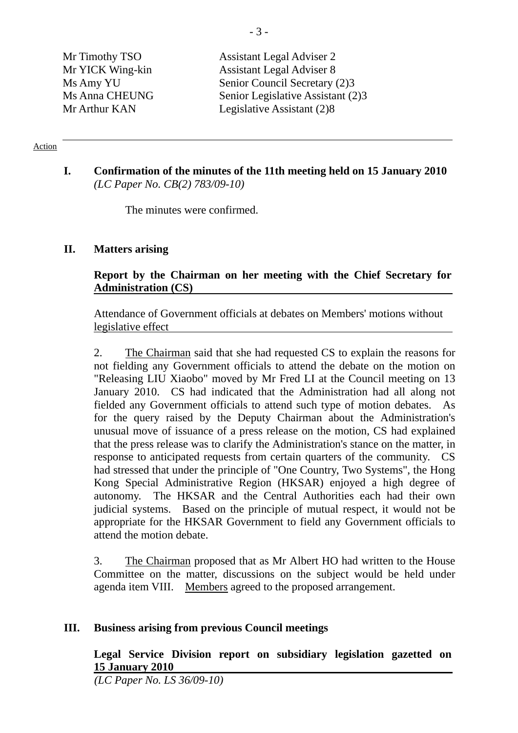| | |
|---|---|
| Mr Timothy TSO | Assistant Legal Adviser 2 |
| Mr YICK Wing-kin | Assistant Legal Adviser 8 |
| Ms Amy YU | Senior Council Secretary (2)3 |
| Ms Anna CHEUNG | Senior Legislative Assistant (2)3 |
| Mr Arthur KAN | Legislative Assistant (2)8 |

Action

---

**I. Confirmation of the minutes of the 11th meeting held on 15 January 2010**
*(LC Paper No. CB(2) 783/09-10)*

The minutes were confirmed.

**II. Matters arising**

**Report by the Chairman on her meeting with the Chief Secretary for Administration (CS)**

Attendance of Government officials at debates on Members' motions without legislative effect

2. The Chairman said that she had requested CS to explain the reasons for not fielding any Government officials to attend the debate on the motion on "Releasing LIU Xiaobo" moved by Mr Fred LI at the Council meeting on 13 January 2010. CS had indicated that the Administration had all along not fielded any Government officials to attend such type of motion debates. As for the query raised by the Deputy Chairman about the Administration's unusual move of issuance of a press release on the motion, CS had explained that the press release was to clarify the Administration's stance on the matter, in response to anticipated requests from certain quarters of the community. CS had stressed that under the principle of "One Country, Two Systems", the Hong Kong Special Administrative Region (HKSAR) enjoyed a high degree of autonomy. The HKSAR and the Central Authorities each had their own judicial systems. Based on the principle of mutual respect, it would not be appropriate for the HKSAR Government to field any Government officials to attend the motion debate.

3. The Chairman proposed that as Mr Albert HO had written to the House Committee on the matter, discussions on the subject would be held under agenda item VIII. Members agreed to the proposed arrangement.

**III. Business arising from previous Council meetings**

**Legal Service Division report on subsidiary legislation gazetted on 15 January 2010**
*(LC Paper No. LS 36/09-10)*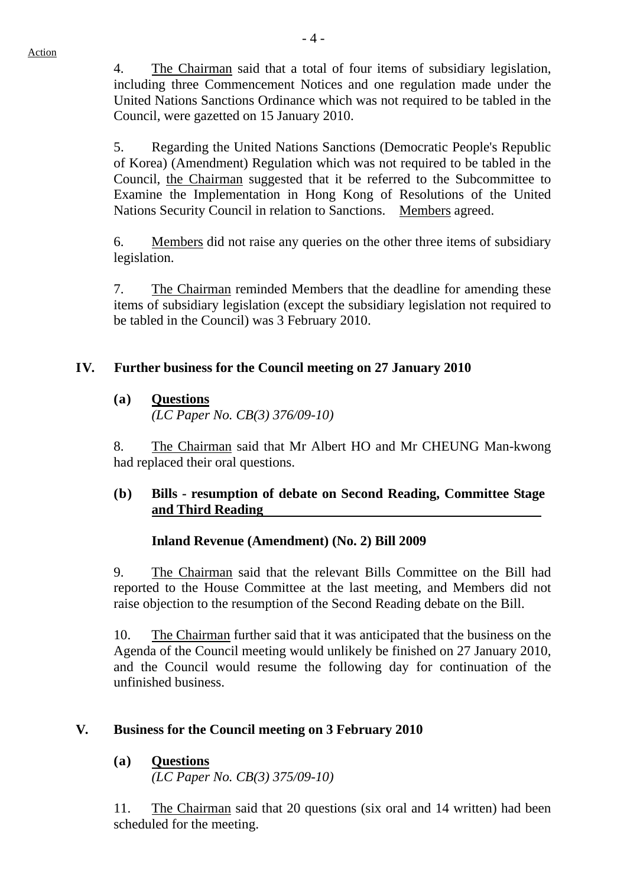Action

4. The Chairman said that a total of four items of subsidiary legislation, including three Commencement Notices and one regulation made under the United Nations Sanctions Ordinance which was not required to be tabled in the Council, were gazetted on 15 January 2010.

5. Regarding the United Nations Sanctions (Democratic People's Republic of Korea) (Amendment) Regulation which was not required to be tabled in the Council, the Chairman suggested that it be referred to the Subcommittee to Examine the Implementation in Hong Kong of Resolutions of the United Nations Security Council in relation to Sanctions. Members agreed.

6. Members did not raise any queries on the other three items of subsidiary legislation.

7. The Chairman reminded Members that the deadline for amending these items of subsidiary legislation (except the subsidiary legislation not required to be tabled in the Council) was 3 February 2010.

## IV. Further business for the Council meeting on 27 January 2010

### (a) Questions

*(LC Paper No. CB(3) 376/09-10)*

8. The Chairman said that Mr Albert HO and Mr CHEUNG Man-kwong had replaced their oral questions.

### (b) Bills - resumption of debate on Second Reading, Committee Stage and Third Reading

**Inland Revenue (Amendment) (No. 2) Bill 2009**

9. The Chairman said that the relevant Bills Committee on the Bill had reported to the House Committee at the last meeting, and Members did not raise objection to the resumption of the Second Reading debate on the Bill.

10. The Chairman further said that it was anticipated that the business on the Agenda of the Council meeting would unlikely be finished on 27 January 2010, and the Council would resume the following day for continuation of the unfinished business.

## V. Business for the Council meeting on 3 February 2010

### (a) Questions

*(LC Paper No. CB(3) 375/09-10)*

11. The Chairman said that 20 questions (six oral and 14 written) had been scheduled for the meeting.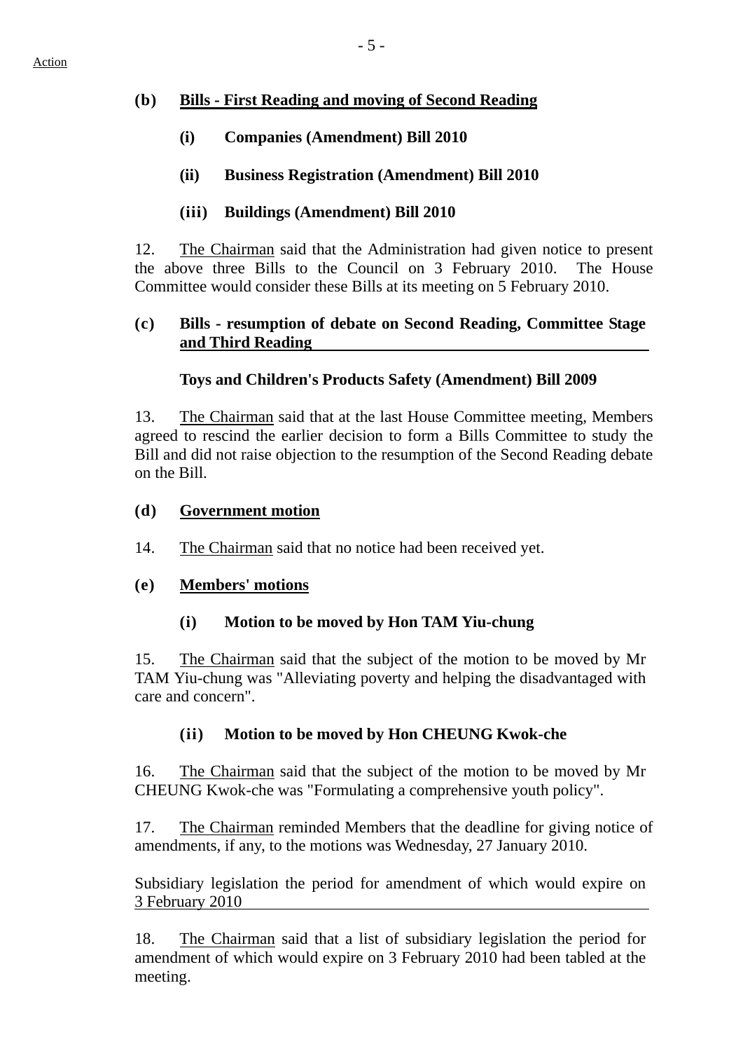Action

**(b) Bills - First Reading and moving of Second Reading**

**(i) Companies (Amendment) Bill 2010**

**(ii) Business Registration (Amendment) Bill 2010**

**(iii) Buildings (Amendment) Bill 2010**

12. The Chairman said that the Administration had given notice to present the above three Bills to the Council on 3 February 2010. The House Committee would consider these Bills at its meeting on 5 February 2010.

**(c) Bills - resumption of debate on Second Reading, Committee Stage and Third Reading**

**Toys and Children's Products Safety (Amendment) Bill 2009**

13. The Chairman said that at the last House Committee meeting, Members agreed to rescind the earlier decision to form a Bills Committee to study the Bill and did not raise objection to the resumption of the Second Reading debate on the Bill.

**(d) Government motion**

14. The Chairman said that no notice had been received yet.

**(e) Members' motions**

**(i) Motion to be moved by Hon TAM Yiu-chung**

15. The Chairman said that the subject of the motion to be moved by Mr TAM Yiu-chung was "Alleviating poverty and helping the disadvantaged with care and concern".

**(ii) Motion to be moved by Hon CHEUNG Kwok-che**

16. The Chairman said that the subject of the motion to be moved by Mr CHEUNG Kwok-che was "Formulating a comprehensive youth policy".

17. The Chairman reminded Members that the deadline for giving notice of amendments, if any, to the motions was Wednesday, 27 January 2010.

Subsidiary legislation the period for amendment of which would expire on 3 February 2010

18. The Chairman said that a list of subsidiary legislation the period for amendment of which would expire on 3 February 2010 had been tabled at the meeting.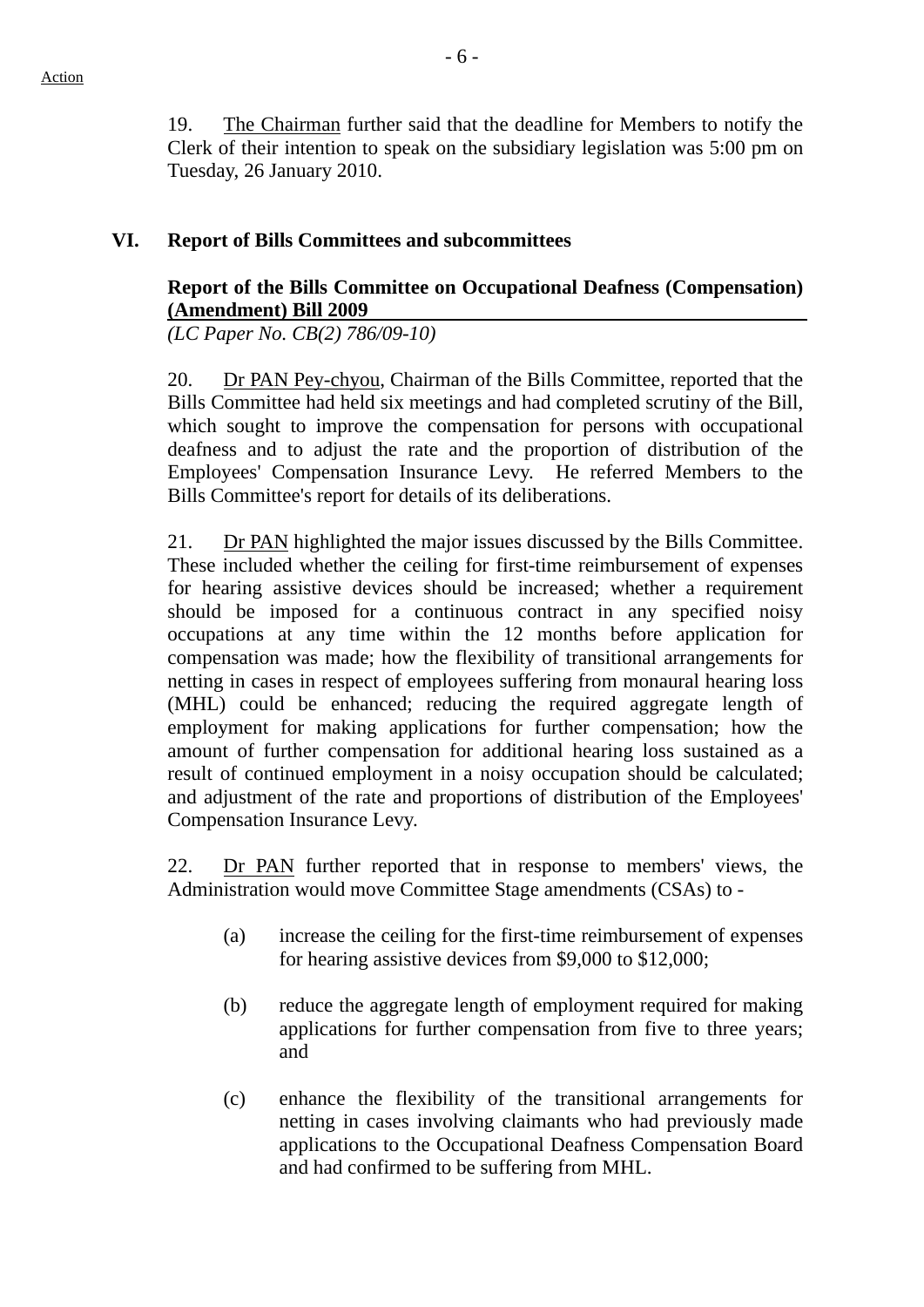Action

19. The Chairman further said that the deadline for Members to notify the Clerk of their intention to speak on the subsidiary legislation was 5:00 pm on Tuesday, 26 January 2010.

## VI. Report of Bills Committees and subcommittees

### Report of the Bills Committee on Occupational Deafness (Compensation) (Amendment) Bill 2009

*(LC Paper No. CB(2) 786/09-10)*

20. Dr PAN Pey-chyou, Chairman of the Bills Committee, reported that the Bills Committee had held six meetings and had completed scrutiny of the Bill, which sought to improve the compensation for persons with occupational deafness and to adjust the rate and the proportion of distribution of the Employees' Compensation Insurance Levy. He referred Members to the Bills Committee's report for details of its deliberations.

21. Dr PAN highlighted the major issues discussed by the Bills Committee. These included whether the ceiling for first-time reimbursement of expenses for hearing assistive devices should be increased; whether a requirement should be imposed for a continuous contract in any specified noisy occupations at any time within the 12 months before application for compensation was made; how the flexibility of transitional arrangements for netting in cases in respect of employees suffering from monaural hearing loss (MHL) could be enhanced; reducing the required aggregate length of employment for making applications for further compensation; how the amount of further compensation for additional hearing loss sustained as a result of continued employment in a noisy occupation should be calculated; and adjustment of the rate and proportions of distribution of the Employees' Compensation Insurance Levy.

22. Dr PAN further reported that in response to members' views, the Administration would move Committee Stage amendments (CSAs) to -

(a) increase the ceiling for the first-time reimbursement of expenses for hearing assistive devices from $9,000 to $12,000;

(b) reduce the aggregate length of employment required for making applications for further compensation from five to three years; and

(c) enhance the flexibility of the transitional arrangements for netting in cases involving claimants who had previously made applications to the Occupational Deafness Compensation Board and had confirmed to be suffering from MHL.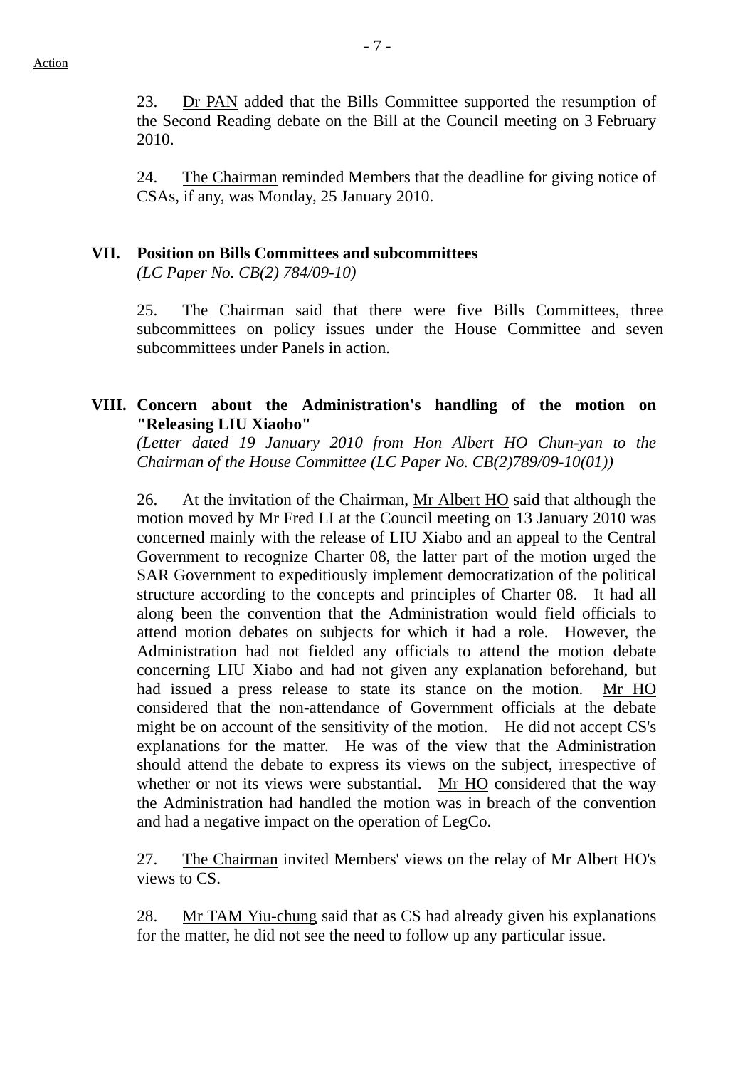23. Dr PAN added that the Bills Committee supported the resumption of the Second Reading debate on the Bill at the Council meeting on 3 February 2010.

24. The Chairman reminded Members that the deadline for giving notice of CSAs, if any, was Monday, 25 January 2010.

## VII. Position on Bills Committees and subcommittees

*(LC Paper No. CB(2) 784/09-10)*

25. The Chairman said that there were five Bills Committees, three subcommittees on policy issues under the House Committee and seven subcommittees under Panels in action.

## VIII. Concern about the Administration's handling of the motion on "Releasing LIU Xiaobo"

*(Letter dated 19 January 2010 from Hon Albert HO Chun-yan to the Chairman of the House Committee (LC Paper No. CB(2)789/09-10(01))*

26. At the invitation of the Chairman, Mr Albert HO said that although the motion moved by Mr Fred LI at the Council meeting on 13 January 2010 was concerned mainly with the release of LIU Xiabo and an appeal to the Central Government to recognize Charter 08, the latter part of the motion urged the SAR Government to expeditiously implement democratization of the political structure according to the concepts and principles of Charter 08. It had all along been the convention that the Administration would field officials to attend motion debates on subjects for which it had a role. However, the Administration had not fielded any officials to attend the motion debate concerning LIU Xiabo and had not given any explanation beforehand, but had issued a press release to state its stance on the motion. Mr HO considered that the non-attendance of Government officials at the debate might be on account of the sensitivity of the motion. He did not accept CS's explanations for the matter. He was of the view that the Administration should attend the debate to express its views on the subject, irrespective of whether or not its views were substantial. Mr HO considered that the way the Administration had handled the motion was in breach of the convention and had a negative impact on the operation of LegCo.

27. The Chairman invited Members' views on the relay of Mr Albert HO's views to CS.

28. Mr TAM Yiu-chung said that as CS had already given his explanations for the matter, he did not see the need to follow up any particular issue.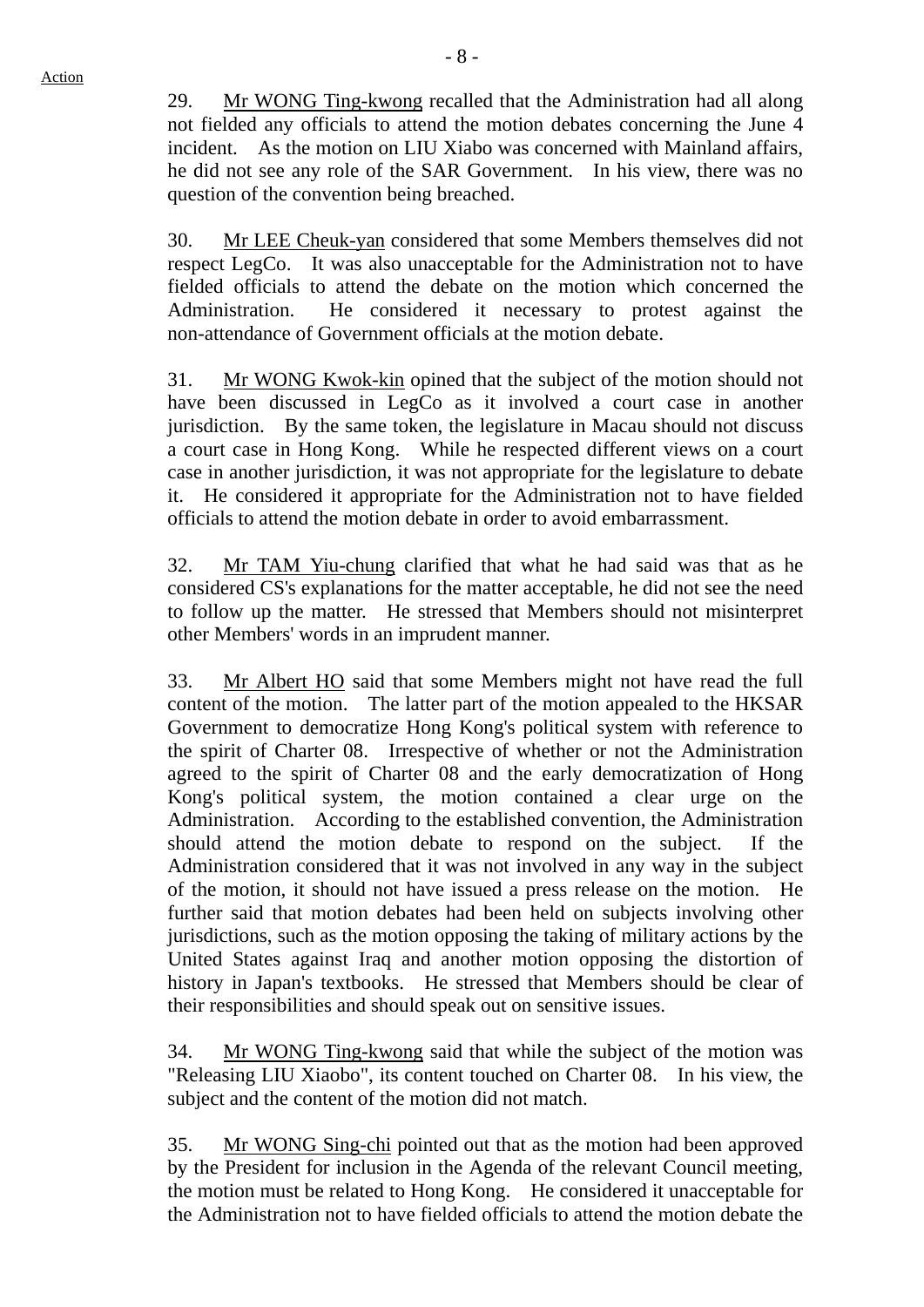29. Mr WONG Ting-kwong recalled that the Administration had all along not fielded any officials to attend the motion debates concerning the June 4 incident. As the motion on LIU Xiabo was concerned with Mainland affairs, he did not see any role of the SAR Government. In his view, there was no question of the convention being breached.

30. Mr LEE Cheuk-yan considered that some Members themselves did not respect LegCo. It was also unacceptable for the Administration not to have fielded officials to attend the debate on the motion which concerned the Administration. He considered it necessary to protest against the non-attendance of Government officials at the motion debate.

31. Mr WONG Kwok-kin opined that the subject of the motion should not have been discussed in LegCo as it involved a court case in another jurisdiction. By the same token, the legislature in Macau should not discuss a court case in Hong Kong. While he respected different views on a court case in another jurisdiction, it was not appropriate for the legislature to debate it. He considered it appropriate for the Administration not to have fielded officials to attend the motion debate in order to avoid embarrassment.

32. Mr TAM Yiu-chung clarified that what he had said was that as he considered CS's explanations for the matter acceptable, he did not see the need to follow up the matter. He stressed that Members should not misinterpret other Members' words in an imprudent manner.

33. Mr Albert HO said that some Members might not have read the full content of the motion. The latter part of the motion appealed to the HKSAR Government to democratize Hong Kong's political system with reference to the spirit of Charter 08. Irrespective of whether or not the Administration agreed to the spirit of Charter 08 and the early democratization of Hong Kong's political system, the motion contained a clear urge on the Administration. According to the established convention, the Administration should attend the motion debate to respond on the subject. If the Administration considered that it was not involved in any way in the subject of the motion, it should not have issued a press release on the motion. He further said that motion debates had been held on subjects involving other jurisdictions, such as the motion opposing the taking of military actions by the United States against Iraq and another motion opposing the distortion of history in Japan's textbooks. He stressed that Members should be clear of their responsibilities and should speak out on sensitive issues.

34. Mr WONG Ting-kwong said that while the subject of the motion was "Releasing LIU Xiaobo", its content touched on Charter 08. In his view, the subject and the content of the motion did not match.

35. Mr WONG Sing-chi pointed out that as the motion had been approved by the President for inclusion in the Agenda of the relevant Council meeting, the motion must be related to Hong Kong. He considered it unacceptable for the Administration not to have fielded officials to attend the motion debate the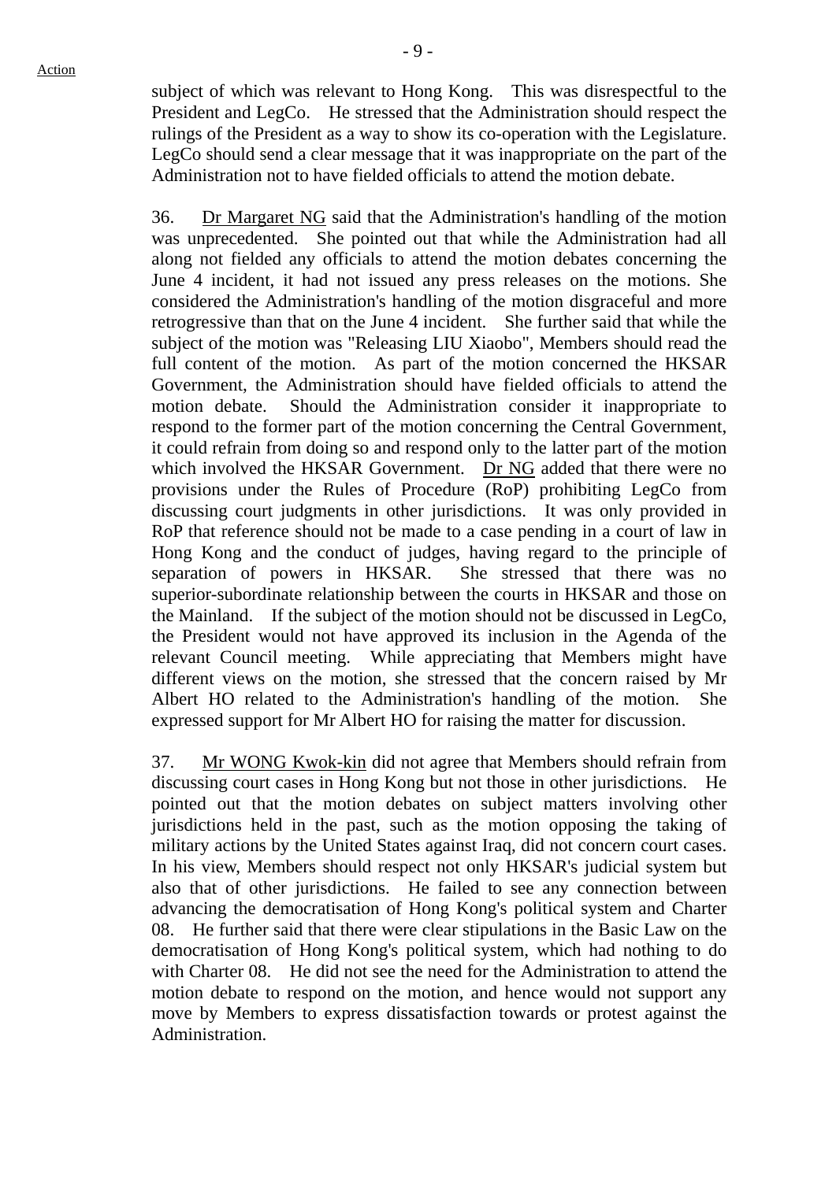subject of which was relevant to Hong Kong. This was disrespectful to the President and LegCo. He stressed that the Administration should respect the rulings of the President as a way to show its co-operation with the Legislature. LegCo should send a clear message that it was inappropriate on the part of the Administration not to have fielded officials to attend the motion debate.

36. Dr Margaret NG said that the Administration's handling of the motion was unprecedented. She pointed out that while the Administration had all along not fielded any officials to attend the motion debates concerning the June 4 incident, it had not issued any press releases on the motions. She considered the Administration's handling of the motion disgraceful and more retrogressive than that on the June 4 incident. She further said that while the subject of the motion was "Releasing LIU Xiaobo", Members should read the full content of the motion. As part of the motion concerned the HKSAR Government, the Administration should have fielded officials to attend the motion debate. Should the Administration consider it inappropriate to respond to the former part of the motion concerning the Central Government, it could refrain from doing so and respond only to the latter part of the motion which involved the HKSAR Government. Dr NG added that there were no provisions under the Rules of Procedure (RoP) prohibiting LegCo from discussing court judgments in other jurisdictions. It was only provided in RoP that reference should not be made to a case pending in a court of law in Hong Kong and the conduct of judges, having regard to the principle of separation of powers in HKSAR. She stressed that there was no superior-subordinate relationship between the courts in HKSAR and those on the Mainland. If the subject of the motion should not be discussed in LegCo, the President would not have approved its inclusion in the Agenda of the relevant Council meeting. While appreciating that Members might have different views on the motion, she stressed that the concern raised by Mr Albert HO related to the Administration's handling of the motion. She expressed support for Mr Albert HO for raising the matter for discussion.

37. Mr WONG Kwok-kin did not agree that Members should refrain from discussing court cases in Hong Kong but not those in other jurisdictions. He pointed out that the motion debates on subject matters involving other jurisdictions held in the past, such as the motion opposing the taking of military actions by the United States against Iraq, did not concern court cases. In his view, Members should respect not only HKSAR's judicial system but also that of other jurisdictions. He failed to see any connection between advancing the democratisation of Hong Kong's political system and Charter 08. He further said that there were clear stipulations in the Basic Law on the democratisation of Hong Kong's political system, which had nothing to do with Charter 08. He did not see the need for the Administration to attend the motion debate to respond on the motion, and hence would not support any move by Members to express dissatisfaction towards or protest against the Administration.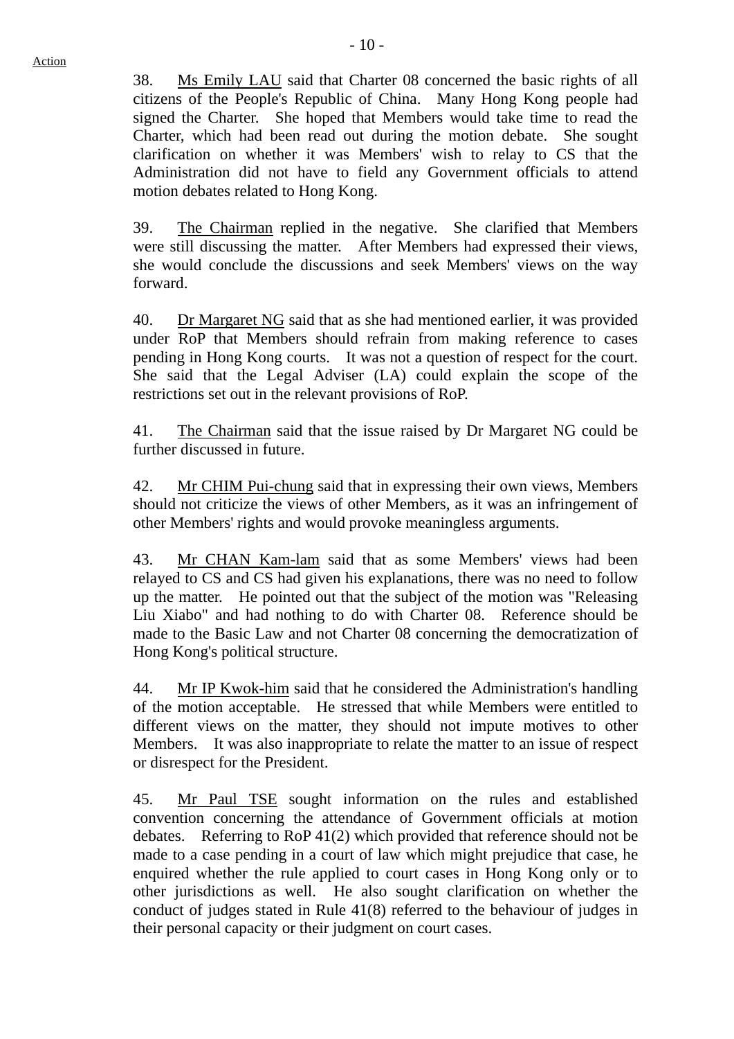Action

38. Ms Emily LAU said that Charter 08 concerned the basic rights of all citizens of the People's Republic of China. Many Hong Kong people had signed the Charter. She hoped that Members would take time to read the Charter, which had been read out during the motion debate. She sought clarification on whether it was Members' wish to relay to CS that the Administration did not have to field any Government officials to attend motion debates related to Hong Kong.

39. The Chairman replied in the negative. She clarified that Members were still discussing the matter. After Members had expressed their views, she would conclude the discussions and seek Members' views on the way forward.

40. Dr Margaret NG said that as she had mentioned earlier, it was provided under RoP that Members should refrain from making reference to cases pending in Hong Kong courts. It was not a question of respect for the court. She said that the Legal Adviser (LA) could explain the scope of the restrictions set out in the relevant provisions of RoP.

41. The Chairman said that the issue raised by Dr Margaret NG could be further discussed in future.

42. Mr CHIM Pui-chung said that in expressing their own views, Members should not criticize the views of other Members, as it was an infringement of other Members' rights and would provoke meaningless arguments.

43. Mr CHAN Kam-lam said that as some Members' views had been relayed to CS and CS had given his explanations, there was no need to follow up the matter. He pointed out that the subject of the motion was "Releasing Liu Xiabo" and had nothing to do with Charter 08. Reference should be made to the Basic Law and not Charter 08 concerning the democratization of Hong Kong's political structure.

44. Mr IP Kwok-him said that he considered the Administration's handling of the motion acceptable. He stressed that while Members were entitled to different views on the matter, they should not impute motives to other Members. It was also inappropriate to relate the matter to an issue of respect or disrespect for the President.

45. Mr Paul TSE sought information on the rules and established convention concerning the attendance of Government officials at motion debates. Referring to RoP 41(2) which provided that reference should not be made to a case pending in a court of law which might prejudice that case, he enquired whether the rule applied to court cases in Hong Kong only or to other jurisdictions as well. He also sought clarification on whether the conduct of judges stated in Rule 41(8) referred to the behaviour of judges in their personal capacity or their judgment on court cases.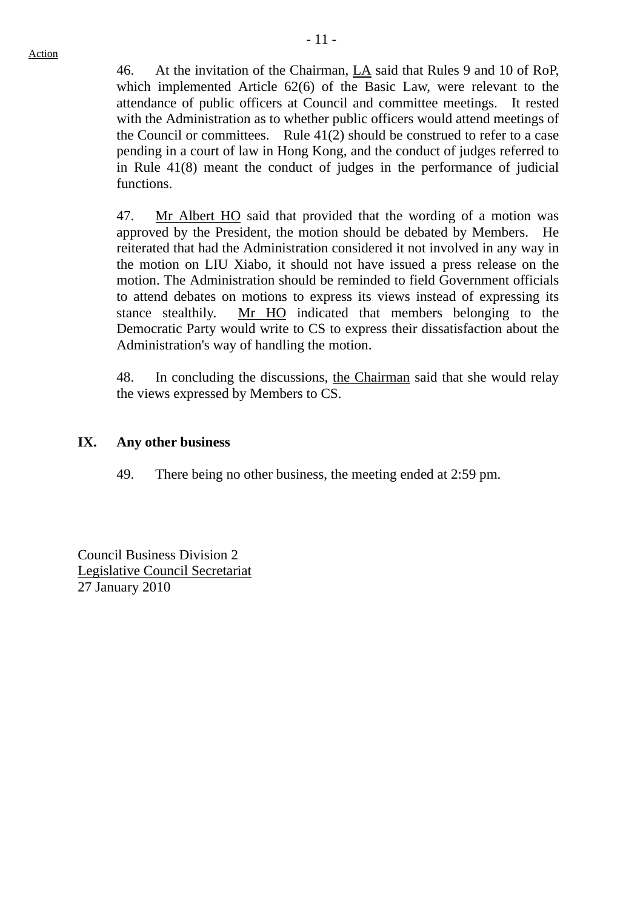Action

46. At the invitation of the Chairman, LA said that Rules 9 and 10 of RoP, which implemented Article 62(6) of the Basic Law, were relevant to the attendance of public officers at Council and committee meetings. It rested with the Administration as to whether public officers would attend meetings of the Council or committees. Rule 41(2) should be construed to refer to a case pending in a court of law in Hong Kong, and the conduct of judges referred to in Rule 41(8) meant the conduct of judges in the performance of judicial functions.

47. Mr Albert HO said that provided that the wording of a motion was approved by the President, the motion should be debated by Members. He reiterated that had the Administration considered it not involved in any way in the motion on LIU Xiabo, it should not have issued a press release on the motion. The Administration should be reminded to field Government officials to attend debates on motions to express its views instead of expressing its stance stealthily. Mr HO indicated that members belonging to the Democratic Party would write to CS to express their dissatisfaction about the Administration's way of handling the motion.

48. In concluding the discussions, the Chairman said that she would relay the views expressed by Members to CS.

## IX. Any other business

49. There being no other business, the meeting ended at 2:59 pm.

Council Business Division 2
Legislative Council Secretariat
27 January 2010